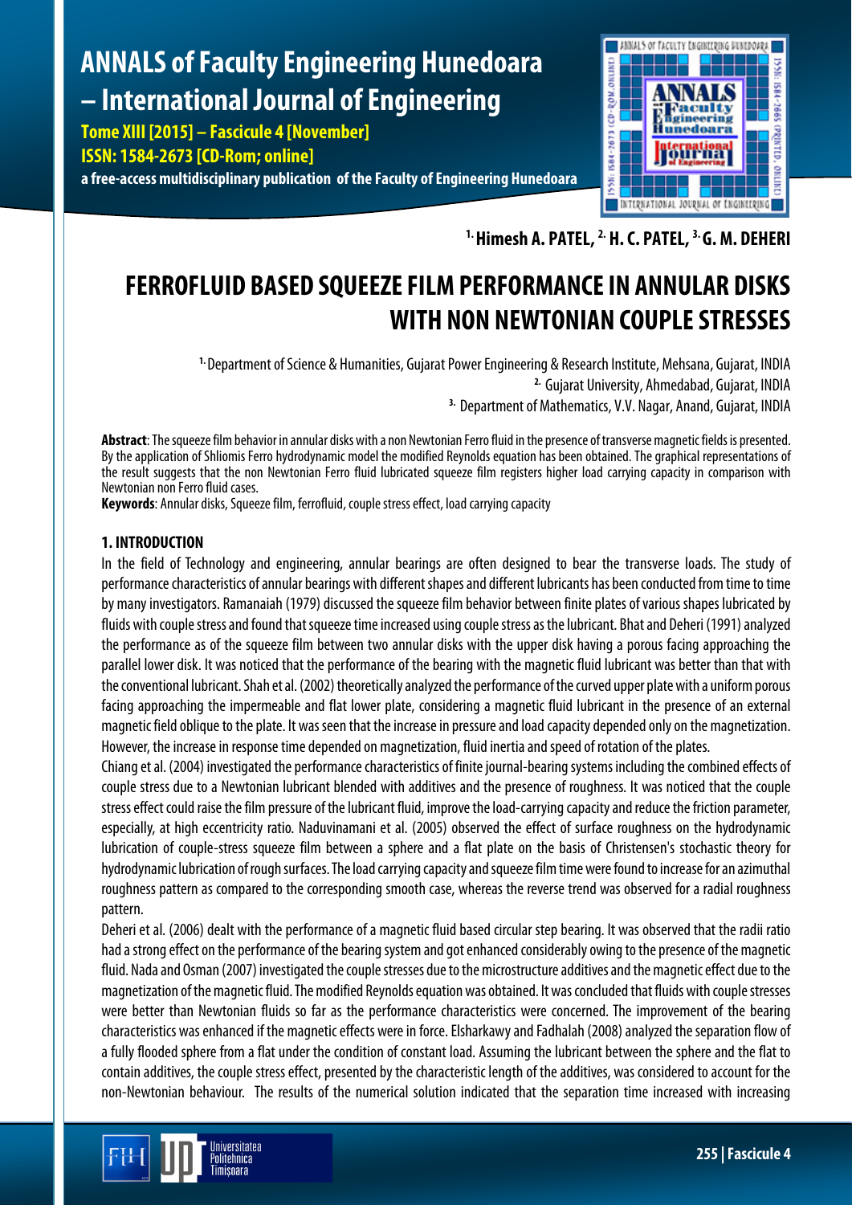# FERROFLUID BASED SQUEEZE FILM PERFORMANCE IN ANNULAR DISKS WITH NON NEWTONIAN COUPLE STRESSES

[1.] Himesh A. PATEL, [2.] H. C. PATEL, [3.] G. M. DEHERI

[1.] Department of Science & Humanities, Gujarat Power Engineering & Research Institute, Mehsana, Gujarat, INDIA
[2.] Gujarat University, Ahmedabad, Gujarat, INDIA
[3.] Department of Mathematics, V.V. Nagar, Anand, Gujarat, INDIA

**Abstract**: The squeeze film behavior in annular disks with a non Newtonian Ferro fluid in the presence of transverse magnetic fields is presented. By the application of Shliomis Ferro hydrodynamic model the modified Reynolds equation has been obtained. The graphical representations of the result suggests that the non Newtonian Ferro fluid lubricated squeeze film registers higher load carrying capacity in comparison with Newtonian non Ferro fluid cases.

**Keywords**: Annular disks, Squeeze film, ferrofluid, couple stress effect, load carrying capacity

## 1. INTRODUCTION

In the field of Technology and engineering, annular bearings are often designed to bear the transverse loads. The study of performance characteristics of annular bearings with different shapes and different lubricants has been conducted from time to time by many investigators. Ramanaiah (1979) discussed the squeeze film behavior between finite plates of various shapes lubricated by fluids with couple stress and found that squeeze time increased using couple stress as the lubricant. Bhat and Deheri (1991) analyzed the performance as of the squeeze film between two annular disks with the upper disk having a porous facing approaching the parallel lower disk. It was noticed that the performance of the bearing with the magnetic fluid lubricant was better than that with the conventional lubricant. Shah et al. (2002) theoretically analyzed the performance of the curved upper plate with a uniform porous facing approaching the impermeable and flat lower plate, considering a magnetic fluid lubricant in the presence of an external magnetic field oblique to the plate. It was seen that the increase in pressure and load capacity depended only on the magnetization. However, the increase in response time depended on magnetization, fluid inertia and speed of rotation of the plates.

Chiang et al. (2004) investigated the performance characteristics of finite journal-bearing systems including the combined effects of couple stress due to a Newtonian lubricant blended with additives and the presence of roughness. It was noticed that the couple stress effect could raise the film pressure of the lubricant fluid, improve the load-carrying capacity and reduce the friction parameter, especially, at high eccentricity ratio. Naduvinamani et al. (2005) observed the effect of surface roughness on the hydrodynamic lubrication of couple-stress squeeze film between a sphere and a flat plate on the basis of Christensen's stochastic theory for hydrodynamic lubrication of rough surfaces. The load carrying capacity and squeeze film time were found to increase for an azimuthal roughness pattern as compared to the corresponding smooth case, whereas the reverse trend was observed for a radial roughness pattern.

Deheri et al. (2006) dealt with the performance of a magnetic fluid based circular step bearing. It was observed that the radii ratio had a strong effect on the performance of the bearing system and got enhanced considerably owing to the presence of the magnetic fluid. Nada and Osman (2007) investigated the couple stresses due to the microstructure additives and the magnetic effect due to the magnetization of the magnetic fluid. The modified Reynolds equation was obtained. It was concluded that fluids with couple stresses were better than Newtonian fluids so far as the performance characteristics were concerned. The improvement of the bearing characteristics was enhanced if the magnetic effects were in force. Elsharkawy and Fadhalah (2008) analyzed the separation flow of a fully flooded sphere from a flat under the condition of constant load. Assuming the lubricant between the sphere and the flat to contain additives, the couple stress effect, presented by the characteristic length of the additives, was considered to account for the non-Newtonian behaviour. The results of the numerical solution indicated that the separation time increased with increasing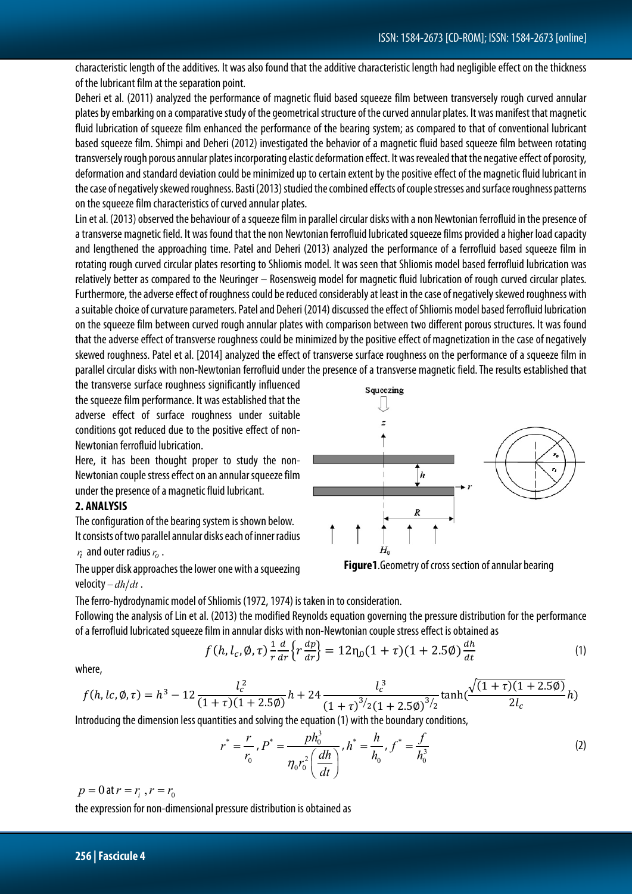characteristic length of the additives. It was also found that the additive characteristic length had negligible effect on the thickness of the lubricant film at the separation point.

Deheri et al. (2011) analyzed the performance of magnetic fluid based squeeze film between transversely rough curved annular plates by embarking on a comparative study of the geometrical structure of the curved annular plates. It was manifest that magnetic fluid lubrication of squeeze film enhanced the performance of the bearing system; as compared to that of conventional lubricant based squeeze film. Shimpi and Deheri (2012) investigated the behavior of a magnetic fluid based squeeze film between rotating transversely rough porous annular plates incorporating elastic deformation effect. It was revealed that the negative effect of porosity, deformation and standard deviation could be minimized up to certain extent by the positive effect of the magnetic fluid lubricant in the case of negatively skewed roughness. Basti (2013) studied the combined effects of couple stresses and surface roughness patterns on the squeeze film characteristics of curved annular plates.

Lin et al. (2013) observed the behaviour of a squeeze film in parallel circular disks with a non Newtonian ferrofluid in the presence of a transverse magnetic field. It was found that the non Newtonian ferrofluid lubricated squeeze films provided a higher load capacity and lengthened the approaching time. Patel and Deheri (2013) analyzed the performance of a ferrofluid based squeeze film in rotating rough curved circular plates resorting to Shliomis model. It was seen that Shliomis model based ferrofluid lubrication was relatively better as compared to the Neuringer – Rosensweig model for magnetic fluid lubrication of rough curved circular plates. Furthermore, the adverse effect of roughness could be reduced considerably at least in the case of negatively skewed roughness with a suitable choice of curvature parameters. Patel and Deheri (2014) discussed the effect of Shliomis model based ferrofluid lubrication on the squeeze film between curved rough annular plates with comparison between two different porous structures. It was found that the adverse effect of transverse roughness could be minimized by the positive effect of magnetization in the case of negatively skewed roughness. Patel et al. [2014] analyzed the effect of transverse surface roughness on the performance of a squeeze film in parallel circular disks with non-Newtonian ferrofluid under the presence of a transverse magnetic field. The results established that the transverse surface roughness significantly influenced the squeeze film performance. It was established that the adverse effect of surface roughness under suitable conditions got reduced due to the positive effect of non-Newtonian ferrofluid lubrication.

Here, it has been thought proper to study the non-Newtonian couple stress effect on an annular squeeze film under the presence of a magnetic fluid lubricant.

## 2. ANALYSIS

The configuration of the bearing system is shown below. It consists of two parallel annular disks each of inner radius $r_i$ and outer radius $r_o$.

The upper disk approaches the lower one with a squeezing velocity $-dh/dt$.

**Figure1**.Geometry of cross section of annular bearing

The ferro-hydrodynamic model of Shliomis (1972, 1974) is taken in to consideration.

Following the analysis of Lin et al. (2013) the modified Reynolds equation governing the pressure distribution for the performance of a ferrofluid lubricated squeeze film in annular disks with non-Newtonian couple stress effect is obtained as

$$f(h, l_c, \emptyset, \tau)\frac{1}{r}\frac{d}{dr}\left\{r\frac{dp}{dr}\right\} = 12\eta_0(1+\tau)(1+2.5\emptyset)\frac{dh}{dt} \tag{1}$$

where,

$$f(h, lc, \emptyset, \tau) = h^3 - 12\frac{l_c^2}{(1+\tau)(1+2.5\emptyset)}h + 24\frac{l_c^3}{(1+\tau)^{3/2}(1+2.5\emptyset)^{3/2}}\tanh\left(\frac{\sqrt{(1+\tau)(1+2.5\emptyset)}}{2l_c}h\right)$$

Introducing the dimension less quantities and solving the equation (1) with the boundary conditions,

$$r^* = \frac{r}{r_0}, P^* = \frac{ph_0^3}{\eta_0 r_0^2\left(\frac{dh}{dt}\right)}, h^* = \frac{h}{h_0}, f^* = \frac{f}{h_0^3} \tag{2}$$

$p = 0$ at $r = r_i$, $r = r_0$

the expression for non-dimensional pressure distribution is obtained as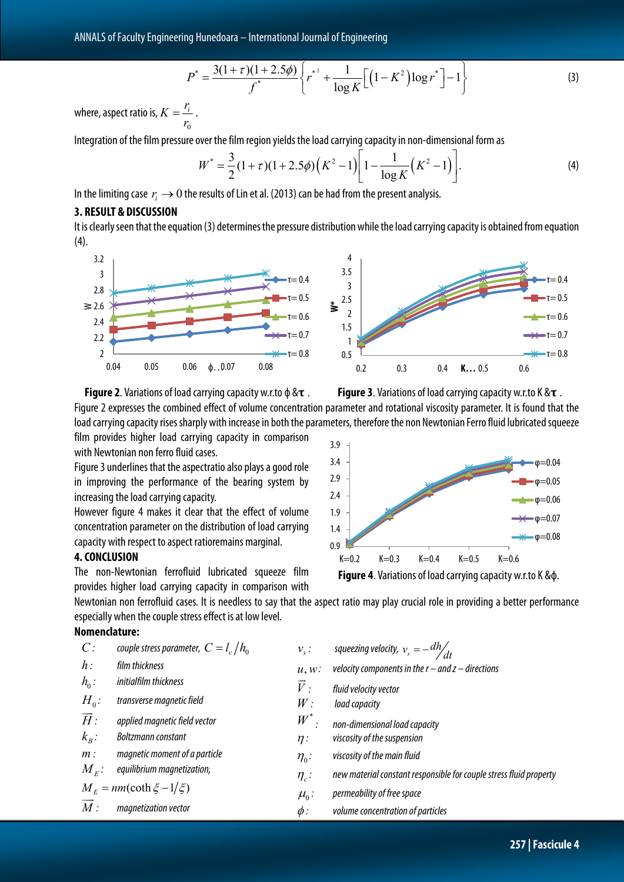$$P^{*}=\frac{3(1+\tau)(1+2.5\phi)}{f^{*}}\left\{r^{*2}+\frac{1}{\log K}\left[\left(1-K^{2}\right)\log r^{*}\right]-1\right\} \tag{3}$$

where, aspect ratio is, $K=\dfrac{r_i}{r_0}$.

Integration of the film pressure over the film region yields the load carrying capacity in non-dimensional form as

$$W^{*}=\frac{3}{2}(1+\tau)(1+2.5\phi)\left(K^{2}-1\right)\left[1-\frac{1}{\log K}\left(K^{2}-1\right)\right]. \tag{4}$$

In the limiting case $r_i \to 0$ the results of Lin et al. (2013) can be had from the present analysis.

## 3. RESULT & DISCUSSION

It is clearly seen that the equation (3) determines the pressure distribution while the load carrying capacity is obtained from equation (4).

**Figure 2**. Variations of load carrying capacity w.r.to $\phi$ & $\tau$ .

**Figure 3**. Variations of load carrying capacity w.r.to K & $\tau$ .

Figure 2 expresses the combined effect of volume concentration parameter and rotational viscosity parameter. It is found that the load carrying capacity rises sharply with increase in both the parameters, therefore the non Newtonian Ferro fluid lubricated squeeze film provides higher load carrying capacity in comparison with Newtonian non ferro fluid cases.

Figure 3 underlines that the aspectratio also plays a good role in improving the performance of the bearing system by increasing the load carrying capacity.

However figure 4 makes it clear that the effect of volume concentration parameter on the distribution of load carrying capacity with respect to aspect ratioremains marginal.

**Figure 4**. Variations of load carrying capacity w.r.to K & $\phi$.

## 4. CONCLUSION

The non-Newtonian ferrofluid lubricated squeeze film provides higher load carrying capacity in comparison with Newtonian non ferrofluid cases. It is needless to say that the aspect ratio may play crucial role in providing a better performance especially when the couple stress effect is at low level.

**Nomenclature:**

- $C$ : *couple stress parameter,* $C=l_c/h_0$
- $h$ : *film thickness*
- $h_0$ : *initialfilm thickness*
- $H_0$ : *transverse magnetic field*
- $\vec{H}$ : *applied magnetic field vector*
- $k_B$ : *Boltzmann constant*
- $m$ : *magnetic moment of a particle*
- $M_E$ : *equilibrium magnetization,* $M_E=nm(\coth\xi-1/\xi)$
- $\vec{M}$ : *magnetization vector*
- $v_s$ : *squeezing velocity,* $v_s=-dh/dt$
- $u, w$ : *velocity components in the r – and z – directions*
- $\vec{V}$ : *fluid velocity vector*
- $W$ : *load capacity*
- $W^{*}$ : *non-dimensional load capacity*
- $\eta$ : *viscosity of the suspension*
- $\eta_0$ : *viscosity of the main fluid*
- $\eta_c$ : *new material constant responsible for couple stress fluid property*
- $\mu_0$ : *permeability of free space*
- $\phi$ : *volume concentration of particles*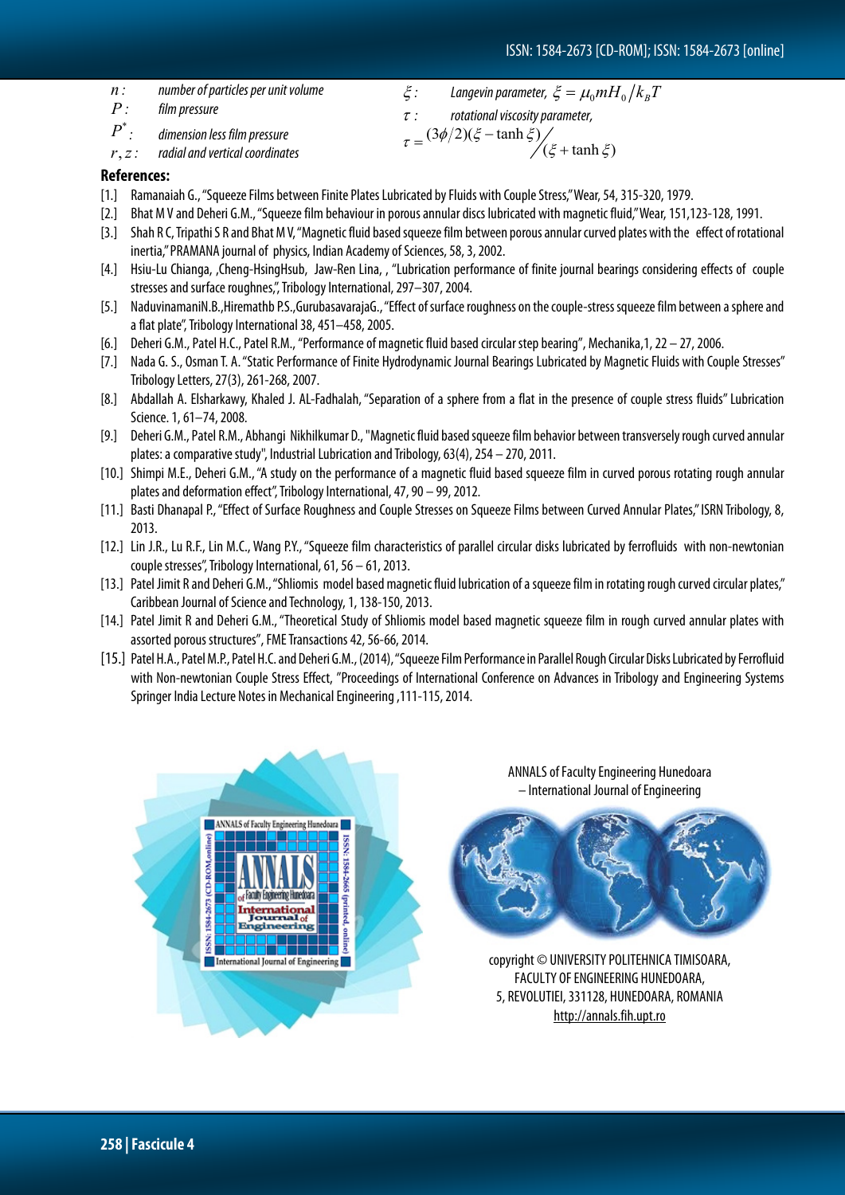$n$ : *number of particles per unit volume*

$P$ : *film pressure*

$P^*$ : *dimension less film pressure*

$r, z$ : *radial and vertical coordinates*

$\xi$ : *Langevin parameter,* $\xi = \mu_0 m H_0 / k_B T$

$\tau$ : *rotational viscosity parameter,*

$$\tau = \frac{(3\phi/2)(\xi - \tanh\xi)}{(\xi + \tanh\xi)}$$

**References:**

[1.] Ramanaiah G., "Squeeze Films between Finite Plates Lubricated by Fluids with Couple Stress," Wear, 54, 315-320, 1979.

[2.] Bhat M V and Deheri G.M., "Squeeze film behaviour in porous annular discs lubricated with magnetic fluid," Wear, 151,123-128, 1991.

[3.] Shah R C, Tripathi S R and Bhat M V, "Magnetic fluid based squeeze film between porous annular curved plates with the effect of rotational inertia," PRAMANA journal of physics, Indian Academy of Sciences, 58, 3, 2002.

[4.] Hsiu-Lu Chianga, ,Cheng-HsingHsub, Jaw-Ren Lina, , "Lubrication performance of finite journal bearings considering effects of couple stresses and surface roughnes", Tribology International, 297–307, 2004.

[5.] NaduvinamaniN.B.,Hiremathb P.S.,GurubasavarajaG., "Effect of surface roughness on the couple-stress squeeze film between a sphere and a flat plate", Tribology International 38, 451–458, 2005.

[6.] Deheri G.M., Patel H.C., Patel R.M., "Performance of magnetic fluid based circular step bearing", Mechanika,1, 22 – 27, 2006.

[7.] Nada G. S., Osman T. A. "Static Performance of Finite Hydrodynamic Journal Bearings Lubricated by Magnetic Fluids with Couple Stresses" Tribology Letters, 27(3), 261-268, 2007.

[8.] Abdallah A. Elsharkawy, Khaled J. AL-Fadhalah, "Separation of a sphere from a flat in the presence of couple stress fluids" Lubrication Science. 1, 61–74, 2008.

[9.] Deheri G.M., Patel R.M., Abhangi Nikhilkumar D., "Magnetic fluid based squeeze film behavior between transversely rough curved annular plates: a comparative study", Industrial Lubrication and Tribology, 63(4), 254 – 270, 2011.

[10.] Shimpi M.E., Deheri G.M., "A study on the performance of a magnetic fluid based squeeze film in curved porous rotating rough annular plates and deformation effect", Tribology International, 47, 90 – 99, 2012.

[11.] Basti Dhanapal P., "Effect of Surface Roughness and Couple Stresses on Squeeze Films between Curved Annular Plates," ISRN Tribology, 8, 2013.

[12.] Lin J.R., Lu R.F., Lin M.C., Wang P.Y., "Squeeze film characteristics of parallel circular disks lubricated by ferrofluids with non-newtonian couple stresses", Tribology International, 61, 56 – 61, 2013.

[13.] Patel Jimit R and Deheri G.M., "Shliomis model based magnetic fluid lubrication of a squeeze film in rotating rough curved circular plates," Caribbean Journal of Science and Technology, 1, 138-150, 2013.

[14.] Patel Jimit R and Deheri G.M., "Theoretical Study of Shliomis model based magnetic squeeze film in rough curved annular plates with assorted porous structures", FME Transactions 42, 56-66, 2014.

[15.] Patel H.A., Patel M.P., Patel H.C. and Deheri G.M., (2014), "Squeeze Film Performance in Parallel Rough Circular Disks Lubricated by Ferrofluid with Non-newtonian Couple Stress Effect, "Proceedings of International Conference on Advances in Tribology and Engineering Systems Springer India Lecture Notes in Mechanical Engineering ,111-115, 2014.

ANNALS of Faculty Engineering Hunedoara – International Journal of Engineering

copyright © UNIVERSITY POLITEHNICA TIMISOARA, FACULTY OF ENGINEERING HUNEDOARA, 5, REVOLUTIEI, 331128, HUNEDOARA, ROMANIA
http://annals.fih.upt.ro